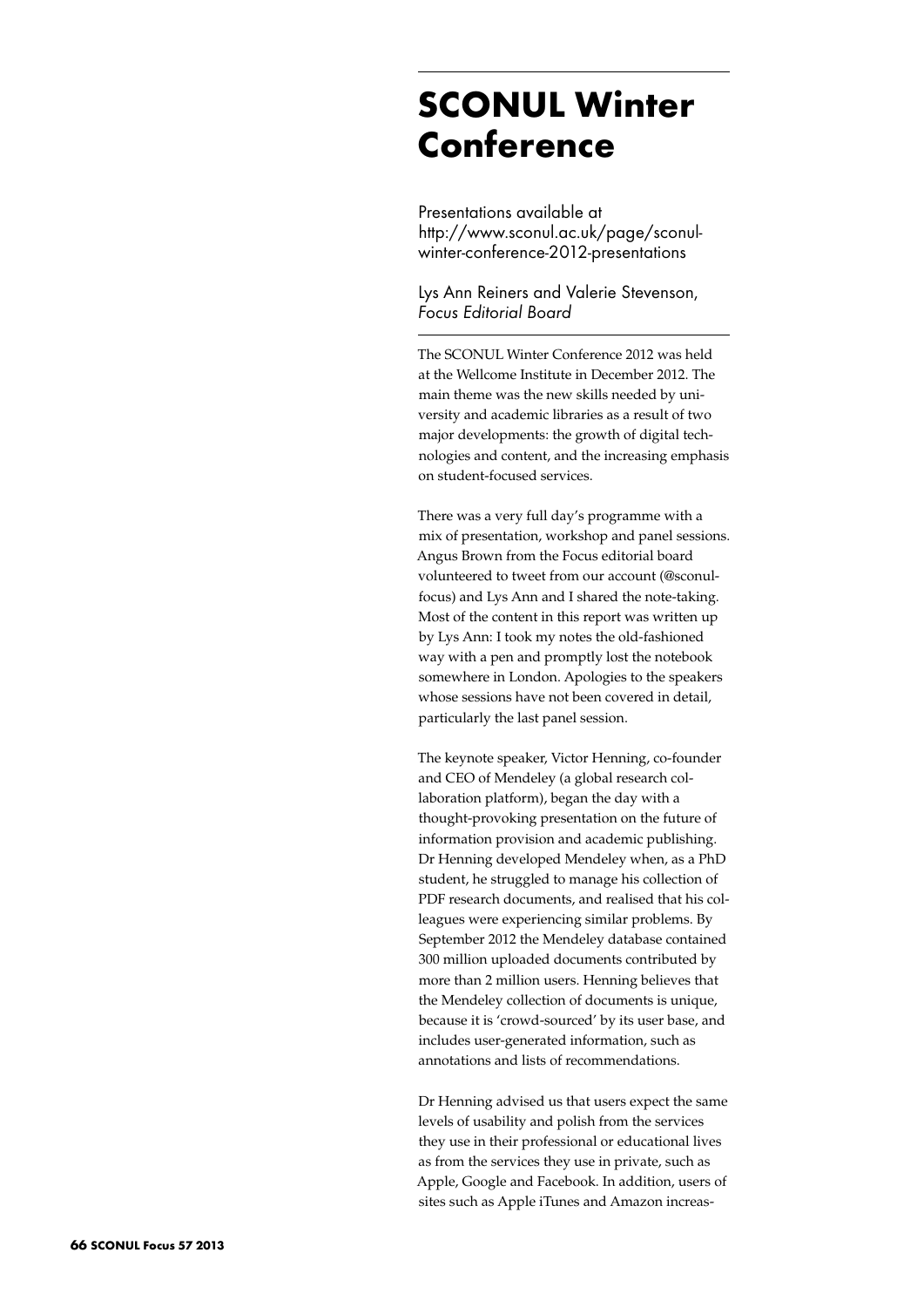# SCONUL Winter Conference

Presentations available at http://www.sconul.ac.uk/page/sconul-winter-conference-2012-presentations

Lys Ann Reiners and Valerie Stevenson, *Focus Editorial Board*

The SCONUL Winter Conference 2012 was held at the Wellcome Institute in December 2012. The main theme was the new skills needed by university and academic libraries as a result of two major developments: the growth of digital technologies and content, and the increasing emphasis on student-focused services.

There was a very full day's programme with a mix of presentation, workshop and panel sessions. Angus Brown from the Focus editorial board volunteered to tweet from our account (@sconulfocus) and Lys Ann and I shared the note-taking. Most of the content in this report was written up by Lys Ann: I took my notes the old-fashioned way with a pen and promptly lost the notebook somewhere in London. Apologies to the speakers whose sessions have not been covered in detail, particularly the last panel session.

The keynote speaker, Victor Henning, co-founder and CEO of Mendeley (a global research collaboration platform), began the day with a thought-provoking presentation on the future of information provision and academic publishing. Dr Henning developed Mendeley when, as a PhD student, he struggled to manage his collection of PDF research documents, and realised that his colleagues were experiencing similar problems. By September 2012 the Mendeley database contained 300 million uploaded documents contributed by more than 2 million users. Henning believes that the Mendeley collection of documents is unique, because it is 'crowd-sourced' by its user base, and includes user-generated information, such as annotations and lists of recommendations.

Dr Henning advised us that users expect the same levels of usability and polish from the services they use in their professional or educational lives as from the services they use in private, such as Apple, Google and Facebook. In addition, users of sites such as Apple iTunes and Amazon increas-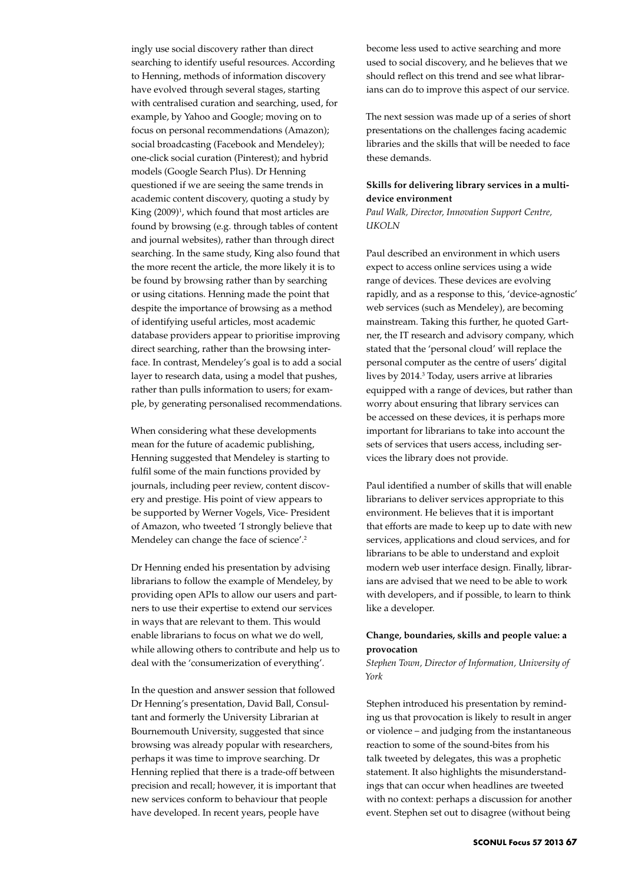ingly use social discovery rather than direct searching to identify useful resources. According to Henning, methods of information discovery have evolved through several stages, starting with centralised curation and searching, used, for example, by Yahoo and Google; moving on to focus on personal recommendations (Amazon); social broadcasting (Facebook and Mendeley); one-click social curation (Pinterest); and hybrid models (Google Search Plus). Dr Henning questioned if we are seeing the same trends in academic content discovery, quoting a study by King (2009)[1], which found that most articles are found by browsing (e.g. through tables of content and journal websites), rather than through direct searching. In the same study, King also found that the more recent the article, the more likely it is to be found by browsing rather than by searching or using citations. Henning made the point that despite the importance of browsing as a method of identifying useful articles, most academic database providers appear to prioritise improving direct searching, rather than the browsing interface. In contrast, Mendeley's goal is to add a social layer to research data, using a model that pushes, rather than pulls information to users; for example, by generating personalised recommendations.

When considering what these developments mean for the future of academic publishing, Henning suggested that Mendeley is starting to fulfil some of the main functions provided by journals, including peer review, content discovery and prestige. His point of view appears to be supported by Werner Vogels, Vice- President of Amazon, who tweeted 'I strongly believe that Mendeley can change the face of science'.[2]

Dr Henning ended his presentation by advising librarians to follow the example of Mendeley, by providing open APIs to allow our users and partners to use their expertise to extend our services in ways that are relevant to them. This would enable librarians to focus on what we do well, while allowing others to contribute and help us to deal with the 'consumerization of everything'.

In the question and answer session that followed Dr Henning's presentation, David Ball, Consultant and formerly the University Librarian at Bournemouth University, suggested that since browsing was already popular with researchers, perhaps it was time to improve searching. Dr Henning replied that there is a trade-off between precision and recall; however, it is important that new services conform to behaviour that people have developed. In recent years, people have become less used to active searching and more used to social discovery, and he believes that we should reflect on this trend and see what librarians can do to improve this aspect of our service.

The next session was made up of a series of short presentations on the challenges facing academic libraries and the skills that will be needed to face these demands.

**Skills for delivering library services in a multi-device environment**

*Paul Walk, Director, Innovation Support Centre, UKOLN*

Paul described an environment in which users expect to access online services using a wide range of devices. These devices are evolving rapidly, and as a response to this, 'device-agnostic' web services (such as Mendeley), are becoming mainstream. Taking this further, he quoted Gartner, the IT research and advisory company, which stated that the 'personal cloud' will replace the personal computer as the centre of users' digital lives by 2014.[3] Today, users arrive at libraries equipped with a range of devices, but rather than worry about ensuring that library services can be accessed on these devices, it is perhaps more important for librarians to take into account the sets of services that users access, including services the library does not provide.

Paul identified a number of skills that will enable librarians to deliver services appropriate to this environment. He believes that it is important that efforts are made to keep up to date with new services, applications and cloud services, and for librarians to be able to understand and exploit modern web user interface design. Finally, librarians are advised that we need to be able to work with developers, and if possible, to learn to think like a developer.

**Change, boundaries, skills and people value: a provocation**

*Stephen Town, Director of Information, University of York*

Stephen introduced his presentation by reminding us that provocation is likely to result in anger or violence – and judging from the instantaneous reaction to some of the sound-bites from his talk tweeted by delegates, this was a prophetic statement. It also highlights the misunderstandings that can occur when headlines are tweeted with no context: perhaps a discussion for another event. Stephen set out to disagree (without being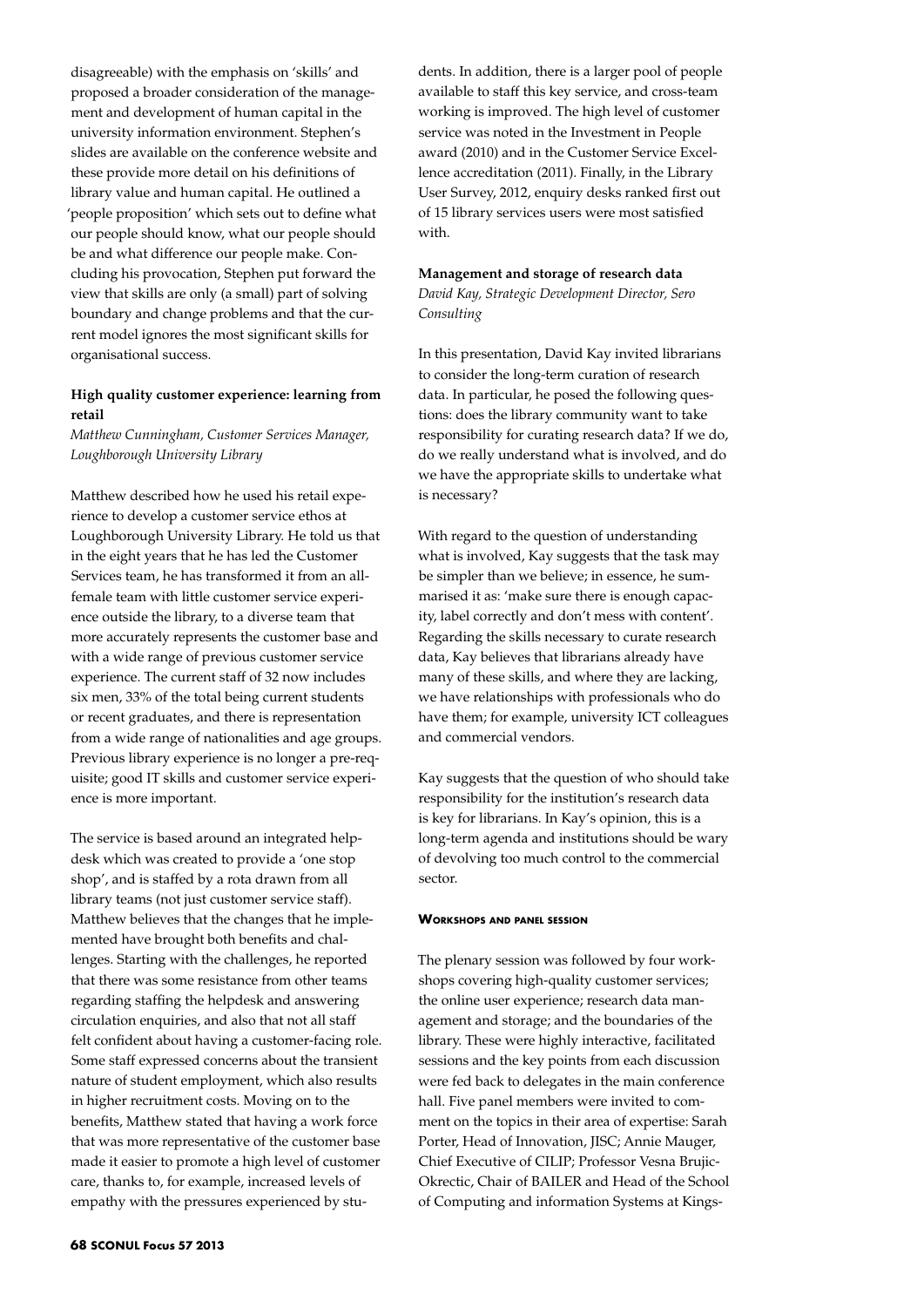disagreeable) with the emphasis on 'skills' and proposed a broader consideration of the management and development of human capital in the university information environment. Stephen's slides are available on the conference website and these provide more detail on his definitions of library value and human capital. He outlined a 'people proposition' which sets out to define what our people should know, what our people should be and what difference our people make. Concluding his provocation, Stephen put forward the view that skills are only (a small) part of solving boundary and change problems and that the current model ignores the most significant skills for organisational success.

**High quality customer experience: learning from retail**

*Matthew Cunningham, Customer Services Manager, Loughborough University Library*

Matthew described how he used his retail experience to develop a customer service ethos at Loughborough University Library. He told us that in the eight years that he has led the Customer Services team, he has transformed it from an all-female team with little customer service experience outside the library, to a diverse team that more accurately represents the customer base and with a wide range of previous customer service experience. The current staff of 32 now includes six men, 33% of the total being current students or recent graduates, and there is representation from a wide range of nationalities and age groups. Previous library experience is no longer a pre-requisite; good IT skills and customer service experience is more important.

The service is based around an integrated helpdesk which was created to provide a 'one stop shop', and is staffed by a rota drawn from all library teams (not just customer service staff). Matthew believes that the changes that he implemented have brought both benefits and challenges. Starting with the challenges, he reported that there was some resistance from other teams regarding staffing the helpdesk and answering circulation enquiries, and also that not all staff felt confident about having a customer-facing role. Some staff expressed concerns about the transient nature of student employment, which also results in higher recruitment costs. Moving on to the benefits, Matthew stated that having a work force that was more representative of the customer base made it easier to promote a high level of customer care, thanks to, for example, increased levels of empathy with the pressures experienced by students. In addition, there is a larger pool of people available to staff this key service, and cross-team working is improved. The high level of customer service was noted in the Investment in People award (2010) and in the Customer Service Excellence accreditation (2011). Finally, in the Library User Survey, 2012, enquiry desks ranked first out of 15 library services users were most satisfied with.

**Management and storage of research data**

*David Kay, Strategic Development Director, Sero Consulting*

In this presentation, David Kay invited librarians to consider the long-term curation of research data. In particular, he posed the following questions: does the library community want to take responsibility for curating research data? If we do, do we really understand what is involved, and do we have the appropriate skills to undertake what is necessary?

With regard to the question of understanding what is involved, Kay suggests that the task may be simpler than we believe; in essence, he summarised it as: 'make sure there is enough capacity, label correctly and don't mess with content'. Regarding the skills necessary to curate research data, Kay believes that librarians already have many of these skills, and where they are lacking, we have relationships with professionals who do have them; for example, university ICT colleagues and commercial vendors.

Kay suggests that the question of who should take responsibility for the institution's research data is key for librarians. In Kay's opinion, this is a long-term agenda and institutions should be wary of devolving too much control to the commercial sector.

#### Workshops and panel session

The plenary session was followed by four workshops covering high-quality customer services; the online user experience; research data management and storage; and the boundaries of the library. These were highly interactive, facilitated sessions and the key points from each discussion were fed back to delegates in the main conference hall. Five panel members were invited to comment on the topics in their area of expertise: Sarah Porter, Head of Innovation, JISC; Annie Mauger, Chief Executive of CILIP; Professor Vesna Brujic-Okrectic, Chair of BAILER and Head of the School of Computing and information Systems at Kings-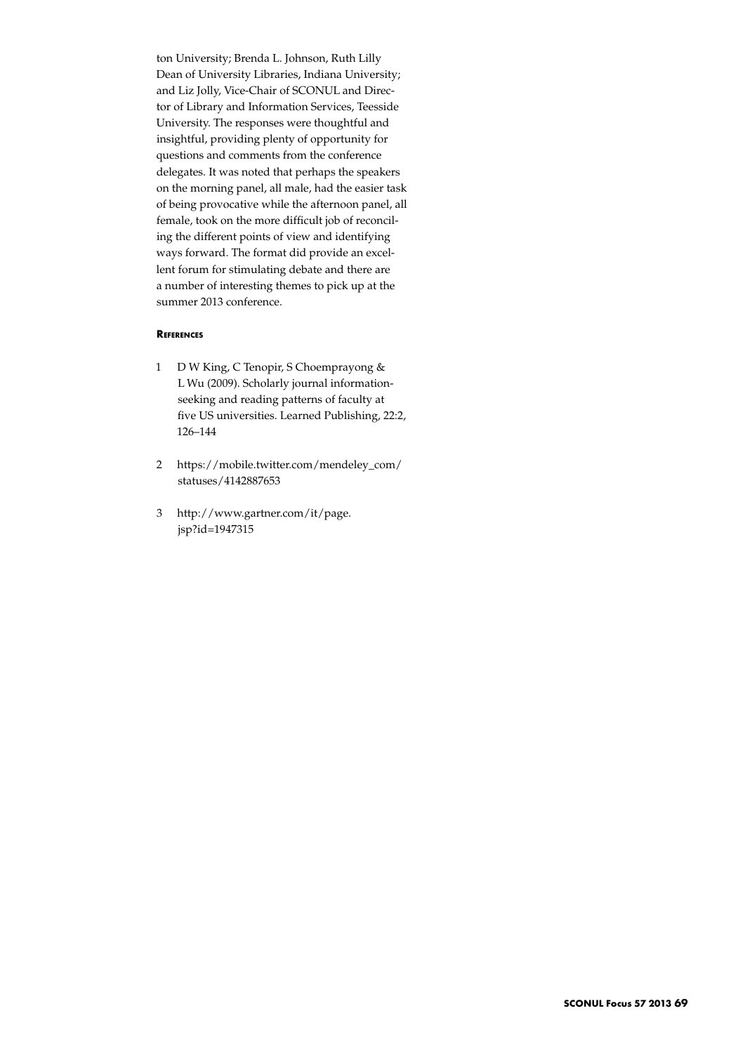ton University; Brenda L. Johnson, Ruth Lilly Dean of University Libraries, Indiana University; and Liz Jolly, Vice-Chair of SCONUL and Director of Library and Information Services, Teesside University. The responses were thoughtful and insightful, providing plenty of opportunity for questions and comments from the conference delegates. It was noted that perhaps the speakers on the morning panel, all male, had the easier task of being provocative while the afternoon panel, all female, took on the more difficult job of reconciling the different points of view and identifying ways forward. The format did provide an excellent forum for stimulating debate and there are a number of interesting themes to pick up at the summer 2013 conference.

**References**

1 D W King, C Tenopir, S Choemprayong & L Wu (2009). Scholarly journal information-seeking and reading patterns of faculty at five US universities. Learned Publishing, 22:2, 126–144

2 https://mobile.twitter.com/mendeley_com/statuses/4142887653

3 http://www.gartner.com/it/page.jsp?id=1947315